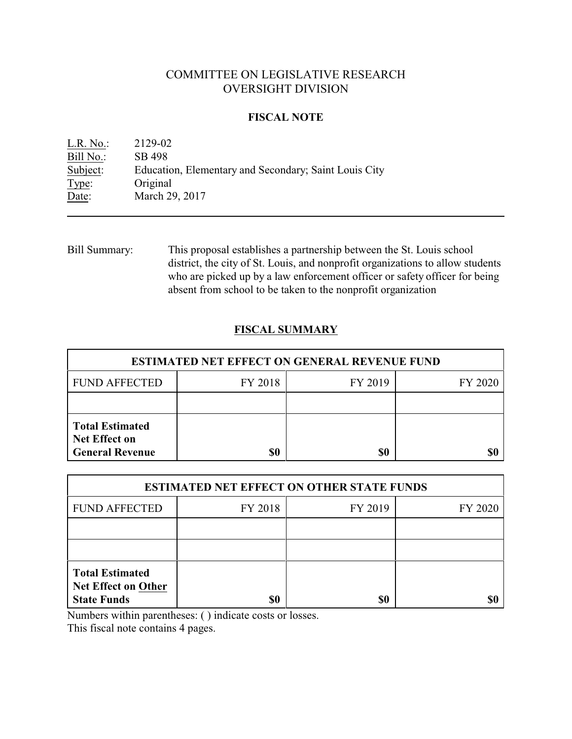# COMMITTEE ON LEGISLATIVE RESEARCH
# OVERSIGHT DIVISION

## FISCAL NOTE

L.R. No.: 2129-02
Bill No.: SB 498
Subject: Education, Elementary and Secondary; Saint Louis City
Type: Original
Date: March 29, 2017

---

Bill Summary: This proposal establishes a partnership between the St. Louis school district, the city of St. Louis, and nonprofit organizations to allow students who are picked up by a law enforcement officer or safety officer for being absent from school to be taken to the nonprofit organization

## FISCAL SUMMARY

| ESTIMATED NET EFFECT ON GENERAL REVENUE FUND | | | |
|---|---|---|---|
| FUND AFFECTED | FY 2018 | FY 2019 | FY 2020 |
| | | | |
| **Total Estimated Net Effect on General Revenue** | **$0** | **$0** | **$0** |

| ESTIMATED NET EFFECT ON OTHER STATE FUNDS | | | |
|---|---|---|---|
| FUND AFFECTED | FY 2018 | FY 2019 | FY 2020 |
| | | | |
| | | | |
| **Total Estimated Net Effect on Other State Funds** | **$0** | **$0** | **$0** |

Numbers within parentheses: ( ) indicate costs or losses.
This fiscal note contains 4 pages.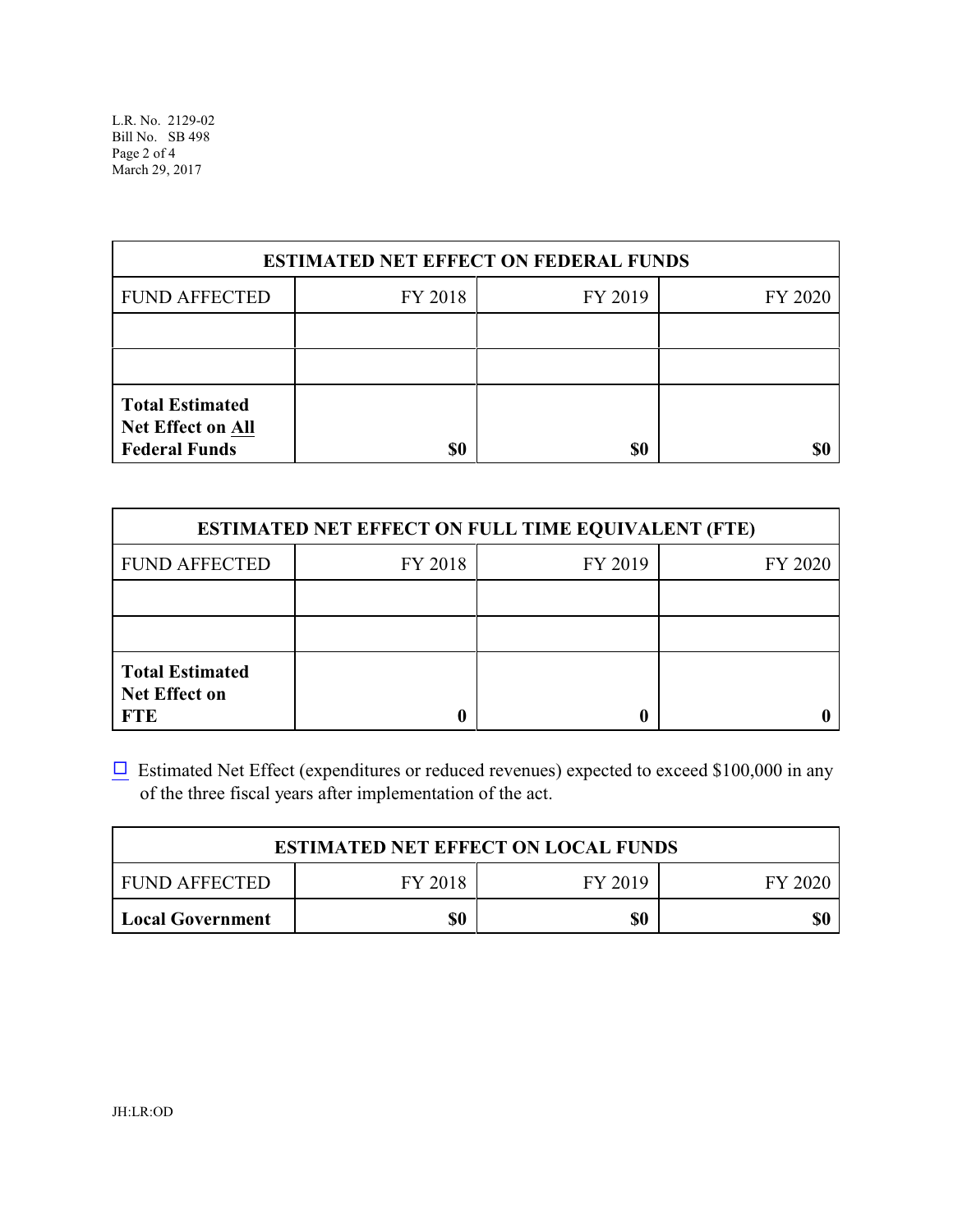| ESTIMATED NET EFFECT ON FEDERAL FUNDS | | | |
|---|---|---|---|
| FUND AFFECTED | FY 2018 | FY 2019 | FY 2020 |
| | | | |
| | | | |
| **Total Estimated Net Effect on All Federal Funds** | **$0** | **$0** | **$0** |

| ESTIMATED NET EFFECT ON FULL TIME EQUIVALENT (FTE) | | | |
|---|---|---|---|
| FUND AFFECTED | FY 2018 | FY 2019 | FY 2020 |
| | | | |
| | | | |
| **Total Estimated Net Effect on FTE** | **0** | **0** | **0** |

☐ Estimated Net Effect (expenditures or reduced revenues) expected to exceed $100,000 in any of the three fiscal years after implementation of the act.

| ESTIMATED NET EFFECT ON LOCAL FUNDS | | | |
|---|---|---|---|
| FUND AFFECTED | FY 2018 | FY 2019 | FY 2020 |
| **Local Government** | **$0** | **$0** | **$0** |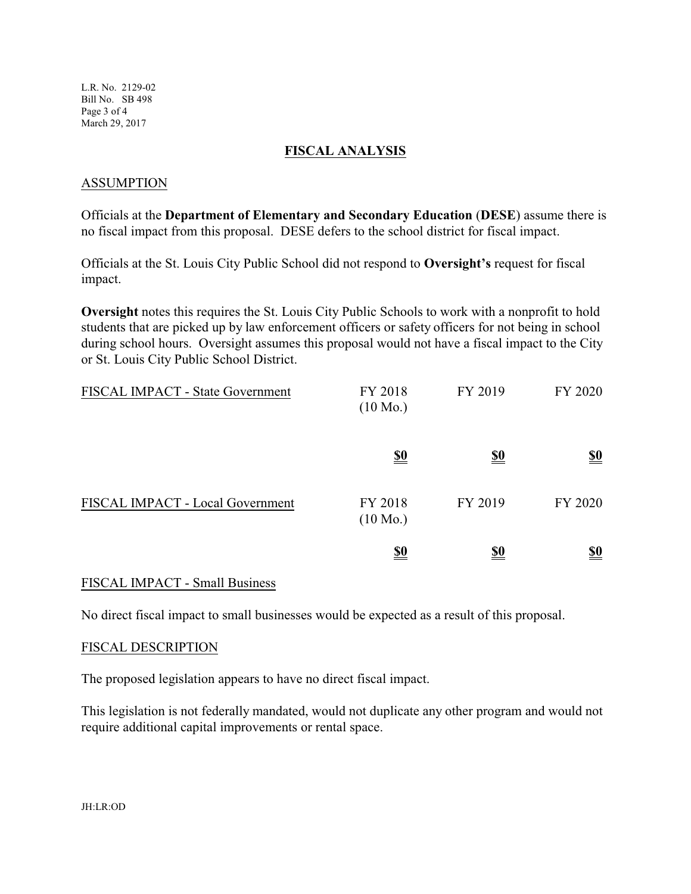## FISCAL ANALYSIS

### ASSUMPTION

Officials at the **Department of Elementary and Secondary Education** (**DESE**) assume there is no fiscal impact from this proposal. DESE defers to the school district for fiscal impact.

Officials at the St. Louis City Public School did not respond to **Oversight's** request for fiscal impact.

**Oversight** notes this requires the St. Louis City Public Schools to work with a nonprofit to hold students that are picked up by law enforcement officers or safety officers for not being in school during school hours. Oversight assumes this proposal would not have a fiscal impact to the City or St. Louis City Public School District.

| FISCAL IMPACT - State Government | FY 2018 (10 Mo.) | FY 2019 | FY 2020 |
|---|---|---|---|
| | **$0** | **$0** | **$0** |

| FISCAL IMPACT - Local Government | FY 2018 (10 Mo.) | FY 2019 | FY 2020 |
|---|---|---|---|
| | **$0** | **$0** | **$0** |

### FISCAL IMPACT - Small Business

No direct fiscal impact to small businesses would be expected as a result of this proposal.

### FISCAL DESCRIPTION

The proposed legislation appears to have no direct fiscal impact.

This legislation is not federally mandated, would not duplicate any other program and would not require additional capital improvements or rental space.

JH:LR:OD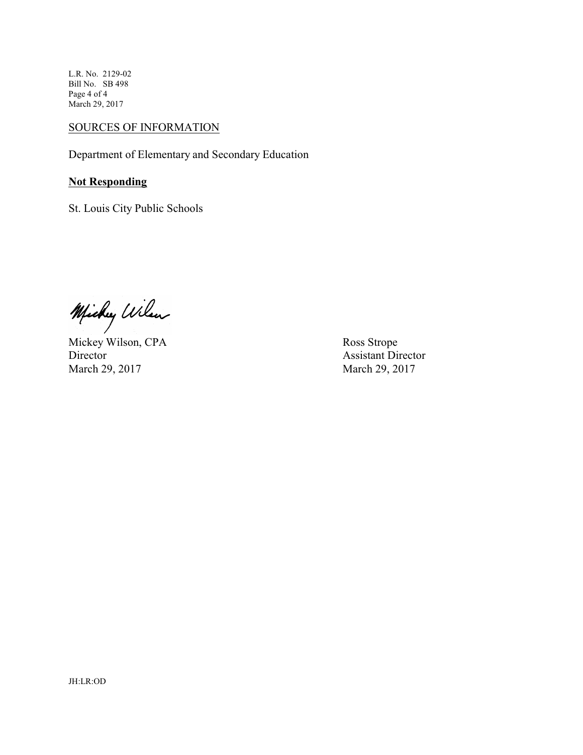## SOURCES OF INFORMATION

Department of Elementary and Secondary Education

**Not Responding**

St. Louis City Public Schools

| | |
|---|---|
| Mickey Wilson, CPA | Ross Strope |
| Director | Assistant Director |
| March 29, 2017 | March 29, 2017 |

JH:LR:OD